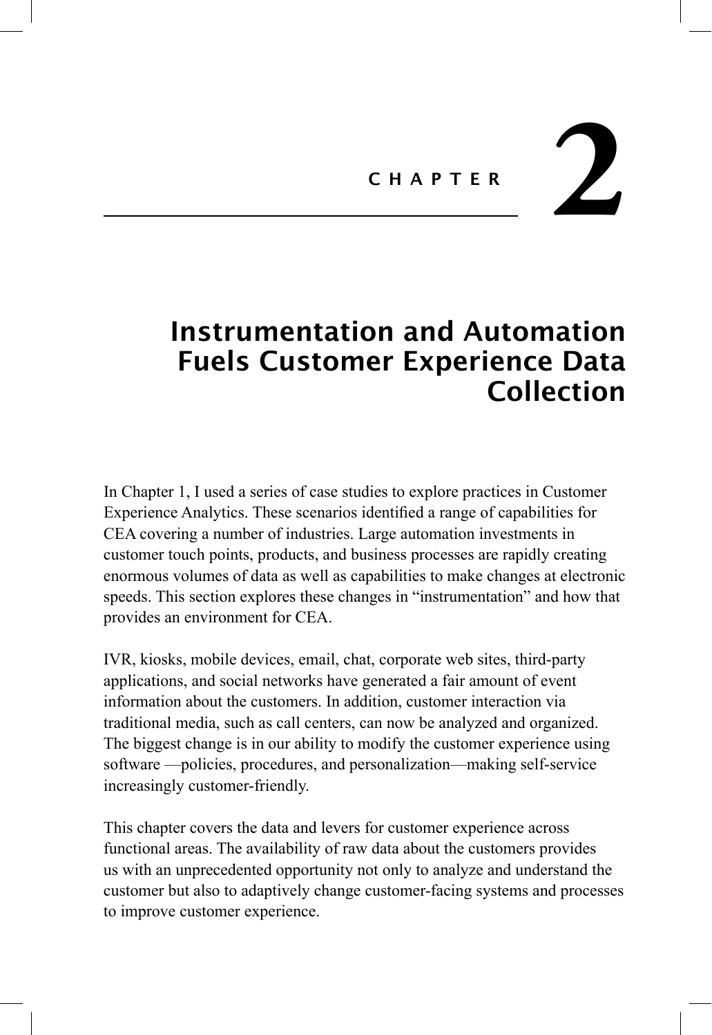# CHAPTER 2

# Instrumentation and Automation Fuels Customer Experience Data Collection

In Chapter 1, I used a series of case studies to explore practices in Customer Experience Analytics. These scenarios identified a range of capabilities for CEA covering a number of industries. Large automation investments in customer touch points, products, and business processes are rapidly creating enormous volumes of data as well as capabilities to make changes at electronic speeds. This section explores these changes in "instrumentation" and how that provides an environment for CEA.

IVR, kiosks, mobile devices, email, chat, corporate web sites, third-party applications, and social networks have generated a fair amount of event information about the customers. In addition, customer interaction via traditional media, such as call centers, can now be analyzed and organized. The biggest change is in our ability to modify the customer experience using software —policies, procedures, and personalization—making self-service increasingly customer-friendly.

This chapter covers the data and levers for customer experience across functional areas. The availability of raw data about the customers provides us with an unprecedented opportunity not only to analyze and understand the customer but also to adaptively change customer-facing systems and processes to improve customer experience.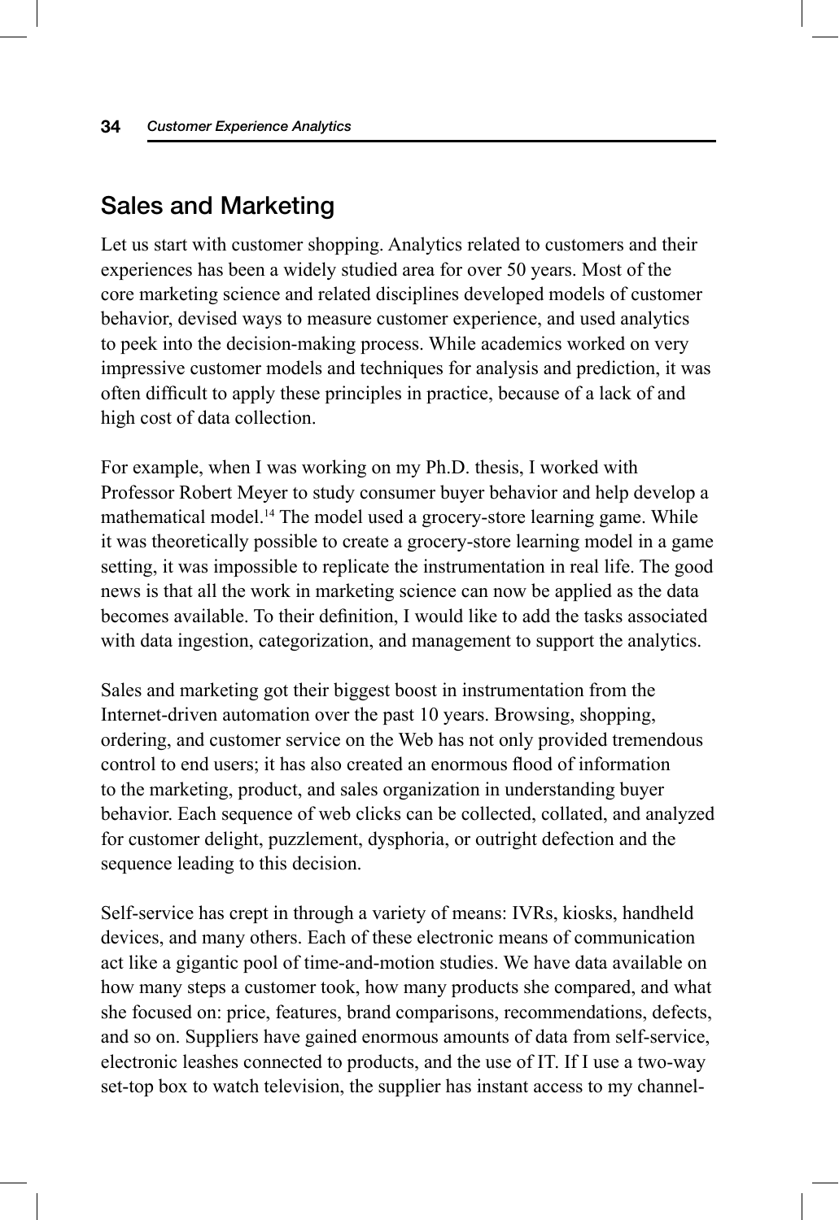## Sales and Marketing

Let us start with customer shopping. Analytics related to customers and their experiences has been a widely studied area for over 50 years. Most of the core marketing science and related disciplines developed models of customer behavior, devised ways to measure customer experience, and used analytics to peek into the decision-making process. While academics worked on very impressive customer models and techniques for analysis and prediction, it was often difficult to apply these principles in practice, because of a lack of and high cost of data collection.

For example, when I was working on my Ph.D. thesis, I worked with Professor Robert Meyer to study consumer buyer behavior and help develop a mathematical model.[14] The model used a grocery-store learning game. While it was theoretically possible to create a grocery-store learning model in a game setting, it was impossible to replicate the instrumentation in real life. The good news is that all the work in marketing science can now be applied as the data becomes available. To their definition, I would like to add the tasks associated with data ingestion, categorization, and management to support the analytics.

Sales and marketing got their biggest boost in instrumentation from the Internet-driven automation over the past 10 years. Browsing, shopping, ordering, and customer service on the Web has not only provided tremendous control to end users; it has also created an enormous flood of information to the marketing, product, and sales organization in understanding buyer behavior. Each sequence of web clicks can be collected, collated, and analyzed for customer delight, puzzlement, dysphoria, or outright defection and the sequence leading to this decision.

Self-service has crept in through a variety of means: IVRs, kiosks, handheld devices, and many others. Each of these electronic means of communication act like a gigantic pool of time-and-motion studies. We have data available on how many steps a customer took, how many products she compared, and what she focused on: price, features, brand comparisons, recommendations, defects, and so on. Suppliers have gained enormous amounts of data from self-service, electronic leashes connected to products, and the use of IT. If I use a two-way set-top box to watch television, the supplier has instant access to my channel-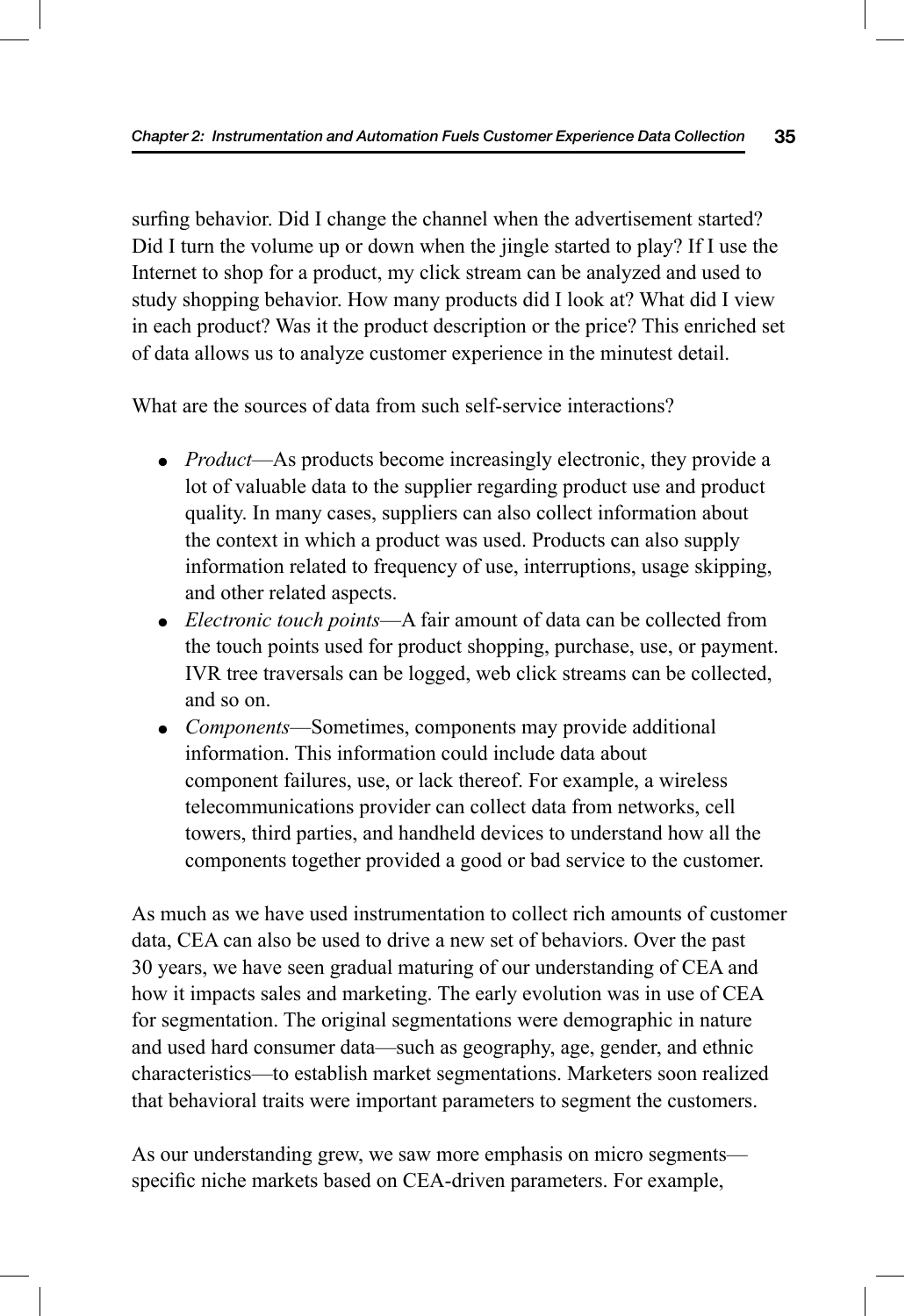surfing behavior. Did I change the channel when the advertisement started? Did I turn the volume up or down when the jingle started to play? If I use the Internet to shop for a product, my click stream can be analyzed and used to study shopping behavior. How many products did I look at? What did I view in each product? Was it the product description or the price? This enriched set of data allows us to analyze customer experience in the minutest detail.

What are the sources of data from such self-service interactions?

- *Product*—As products become increasingly electronic, they provide a lot of valuable data to the supplier regarding product use and product quality. In many cases, suppliers can also collect information about the context in which a product was used. Products can also supply information related to frequency of use, interruptions, usage skipping, and other related aspects.
- *Electronic touch points*—A fair amount of data can be collected from the touch points used for product shopping, purchase, use, or payment. IVR tree traversals can be logged, web click streams can be collected, and so on.
- *Components*—Sometimes, components may provide additional information. This information could include data about component failures, use, or lack thereof. For example, a wireless telecommunications provider can collect data from networks, cell towers, third parties, and handheld devices to understand how all the components together provided a good or bad service to the customer.

As much as we have used instrumentation to collect rich amounts of customer data, CEA can also be used to drive a new set of behaviors. Over the past 30 years, we have seen gradual maturing of our understanding of CEA and how it impacts sales and marketing. The early evolution was in use of CEA for segmentation. The original segmentations were demographic in nature and used hard consumer data—such as geography, age, gender, and ethnic characteristics—to establish market segmentations. Marketers soon realized that behavioral traits were important parameters to segment the customers.

As our understanding grew, we saw more emphasis on micro segments—specific niche markets based on CEA-driven parameters. For example,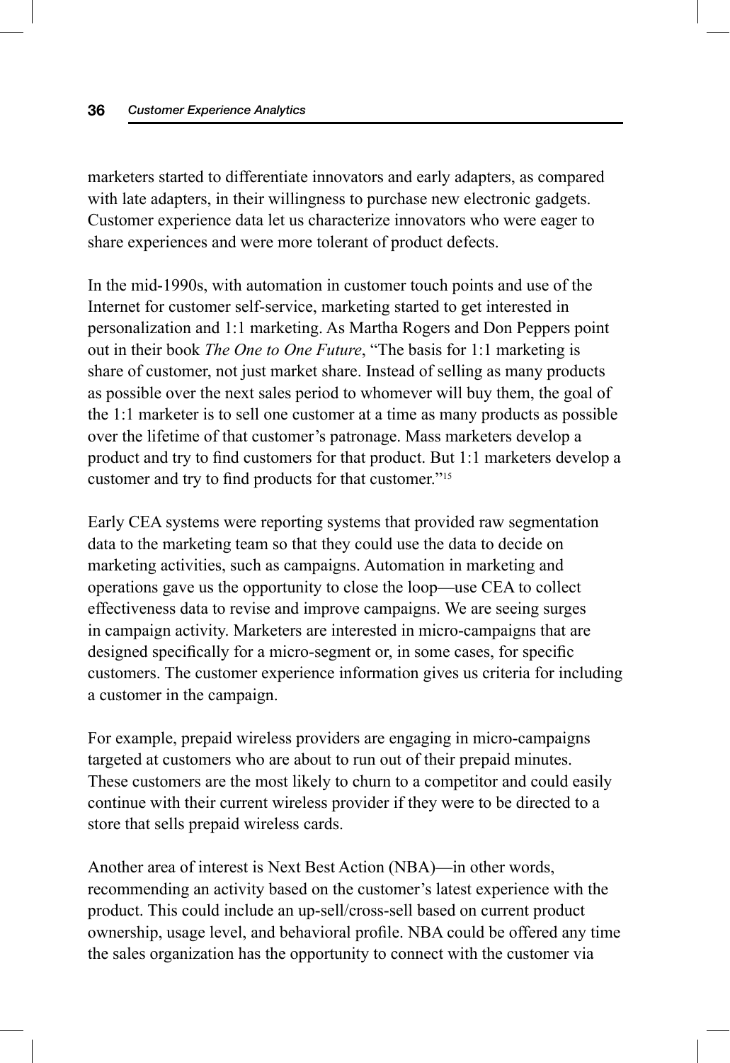marketers started to differentiate innovators and early adapters, as compared with late adapters, in their willingness to purchase new electronic gadgets. Customer experience data let us characterize innovators who were eager to share experiences and were more tolerant of product defects.

In the mid-1990s, with automation in customer touch points and use of the Internet for customer self-service, marketing started to get interested in personalization and 1:1 marketing. As Martha Rogers and Don Peppers point out in their book *The One to One Future*, "The basis for 1:1 marketing is share of customer, not just market share. Instead of selling as many products as possible over the next sales period to whomever will buy them, the goal of the 1:1 marketer is to sell one customer at a time as many products as possible over the lifetime of that customer's patronage. Mass marketers develop a product and try to find customers for that product. But 1:1 marketers develop a customer and try to find products for that customer."[15]

Early CEA systems were reporting systems that provided raw segmentation data to the marketing team so that they could use the data to decide on marketing activities, such as campaigns. Automation in marketing and operations gave us the opportunity to close the loop—use CEA to collect effectiveness data to revise and improve campaigns. We are seeing surges in campaign activity. Marketers are interested in micro-campaigns that are designed specifically for a micro-segment or, in some cases, for specific customers. The customer experience information gives us criteria for including a customer in the campaign.

For example, prepaid wireless providers are engaging in micro-campaigns targeted at customers who are about to run out of their prepaid minutes. These customers are the most likely to churn to a competitor and could easily continue with their current wireless provider if they were to be directed to a store that sells prepaid wireless cards.

Another area of interest is Next Best Action (NBA)—in other words, recommending an activity based on the customer's latest experience with the product. This could include an up-sell/cross-sell based on current product ownership, usage level, and behavioral profile. NBA could be offered any time the sales organization has the opportunity to connect with the customer via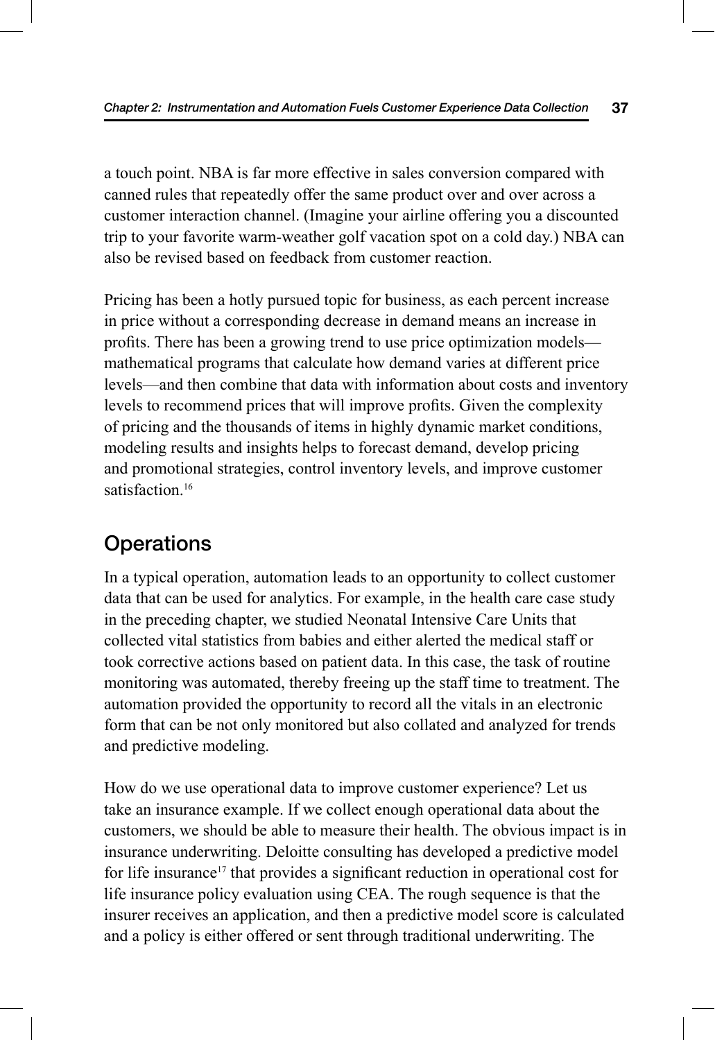a touch point. NBA is far more effective in sales conversion compared with canned rules that repeatedly offer the same product over and over across a customer interaction channel. (Imagine your airline offering you a discounted trip to your favorite warm-weather golf vacation spot on a cold day.) NBA can also be revised based on feedback from customer reaction.

Pricing has been a hotly pursued topic for business, as each percent increase in price without a corresponding decrease in demand means an increase in profits. There has been a growing trend to use price optimization models—mathematical programs that calculate how demand varies at different price levels—and then combine that data with information about costs and inventory levels to recommend prices that will improve profits. Given the complexity of pricing and the thousands of items in highly dynamic market conditions, modeling results and insights helps to forecast demand, develop pricing and promotional strategies, control inventory levels, and improve customer satisfaction.[16]

## Operations

In a typical operation, automation leads to an opportunity to collect customer data that can be used for analytics. For example, in the health care case study in the preceding chapter, we studied Neonatal Intensive Care Units that collected vital statistics from babies and either alerted the medical staff or took corrective actions based on patient data. In this case, the task of routine monitoring was automated, thereby freeing up the staff time to treatment. The automation provided the opportunity to record all the vitals in an electronic form that can be not only monitored but also collated and analyzed for trends and predictive modeling.

How do we use operational data to improve customer experience? Let us take an insurance example. If we collect enough operational data about the customers, we should be able to measure their health. The obvious impact is in insurance underwriting. Deloitte consulting has developed a predictive model for life insurance[17] that provides a significant reduction in operational cost for life insurance policy evaluation using CEA. The rough sequence is that the insurer receives an application, and then a predictive model score is calculated and a policy is either offered or sent through traditional underwriting. The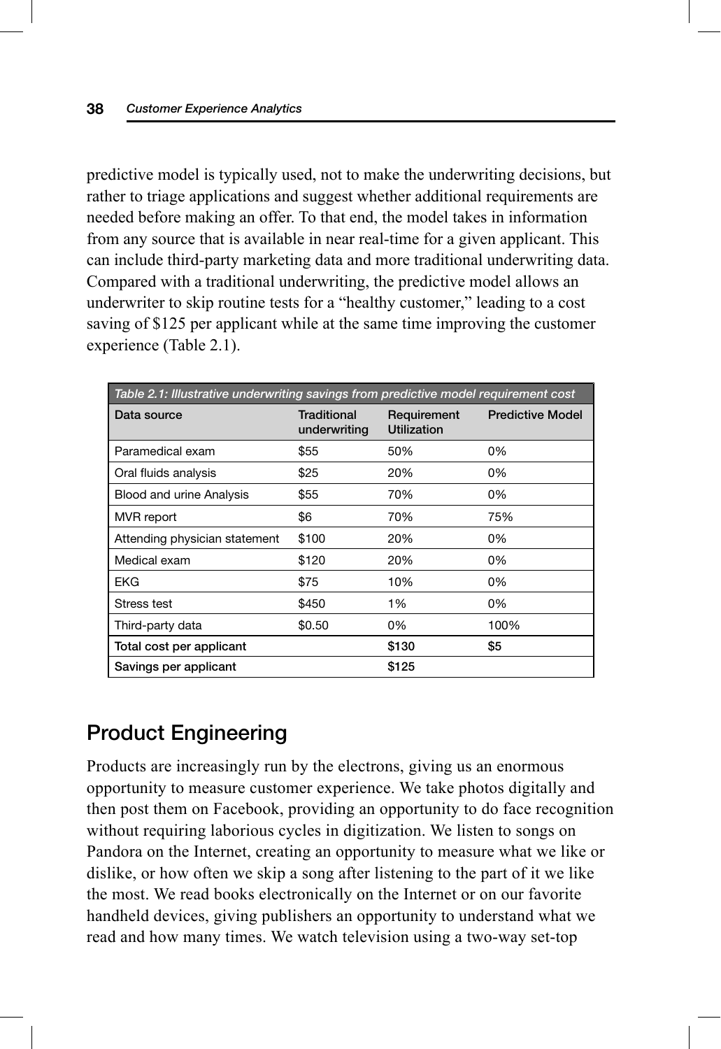predictive model is typically used, not to make the underwriting decisions, but rather to triage applications and suggest whether additional requirements are needed before making an offer. To that end, the model takes in information from any source that is available in near real-time for a given applicant. This can include third-party marketing data and more traditional underwriting data. Compared with a traditional underwriting, the predictive model allows an underwriter to skip routine tests for a "healthy customer," leading to a cost saving of $125 per applicant while at the same time improving the customer experience (Table 2.1).

*Table 2.1: Illustrative underwriting savings from predictive model requirement cost*

| Data source | Traditional underwriting | Requirement Utilization | Predictive Model |
|---|---|---|---|
| Paramedical exam | $55 | 50% | 0% |
| Oral fluids analysis | $25 | 20% | 0% |
| Blood and urine Analysis | $55 | 70% | 0% |
| MVR report | $6 | 70% | 75% |
| Attending physician statement | $100 | 20% | 0% |
| Medical exam | $120 | 20% | 0% |
| EKG | $75 | 10% | 0% |
| Stress test | $450 | 1% | 0% |
| Third-party data | $0.50 | 0% | 100% |
| **Total cost per applicant** | | **$130** | **$5** |
| **Savings per applicant** | | **$125** | |

## Product Engineering

Products are increasingly run by the electrons, giving us an enormous opportunity to measure customer experience. We take photos digitally and then post them on Facebook, providing an opportunity to do face recognition without requiring laborious cycles in digitization. We listen to songs on Pandora on the Internet, creating an opportunity to measure what we like or dislike, or how often we skip a song after listening to the part of it we like the most. We read books electronically on the Internet or on our favorite handheld devices, giving publishers an opportunity to understand what we read and how many times. We watch television using a two-way set-top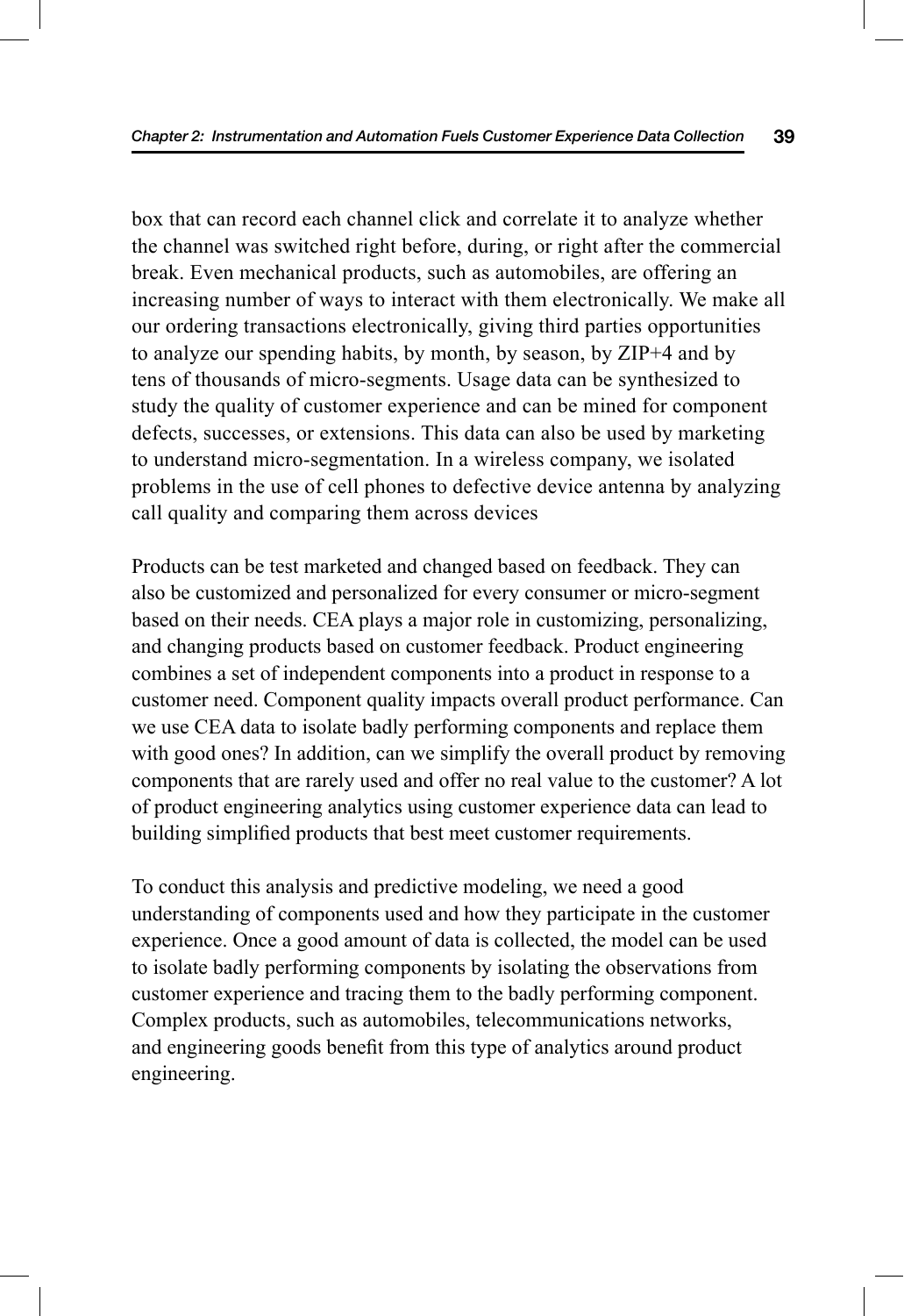box that can record each channel click and correlate it to analyze whether the channel was switched right before, during, or right after the commercial break. Even mechanical products, such as automobiles, are offering an increasing number of ways to interact with them electronically. We make all our ordering transactions electronically, giving third parties opportunities to analyze our spending habits, by month, by season, by ZIP+4 and by tens of thousands of micro-segments. Usage data can be synthesized to study the quality of customer experience and can be mined for component defects, successes, or extensions. This data can also be used by marketing to understand micro-segmentation. In a wireless company, we isolated problems in the use of cell phones to defective device antenna by analyzing call quality and comparing them across devices

Products can be test marketed and changed based on feedback. They can also be customized and personalized for every consumer or micro-segment based on their needs. CEA plays a major role in customizing, personalizing, and changing products based on customer feedback. Product engineering combines a set of independent components into a product in response to a customer need. Component quality impacts overall product performance. Can we use CEA data to isolate badly performing components and replace them with good ones? In addition, can we simplify the overall product by removing components that are rarely used and offer no real value to the customer? A lot of product engineering analytics using customer experience data can lead to building simplified products that best meet customer requirements.

To conduct this analysis and predictive modeling, we need a good understanding of components used and how they participate in the customer experience. Once a good amount of data is collected, the model can be used to isolate badly performing components by isolating the observations from customer experience and tracing them to the badly performing component. Complex products, such as automobiles, telecommunications networks, and engineering goods benefit from this type of analytics around product engineering.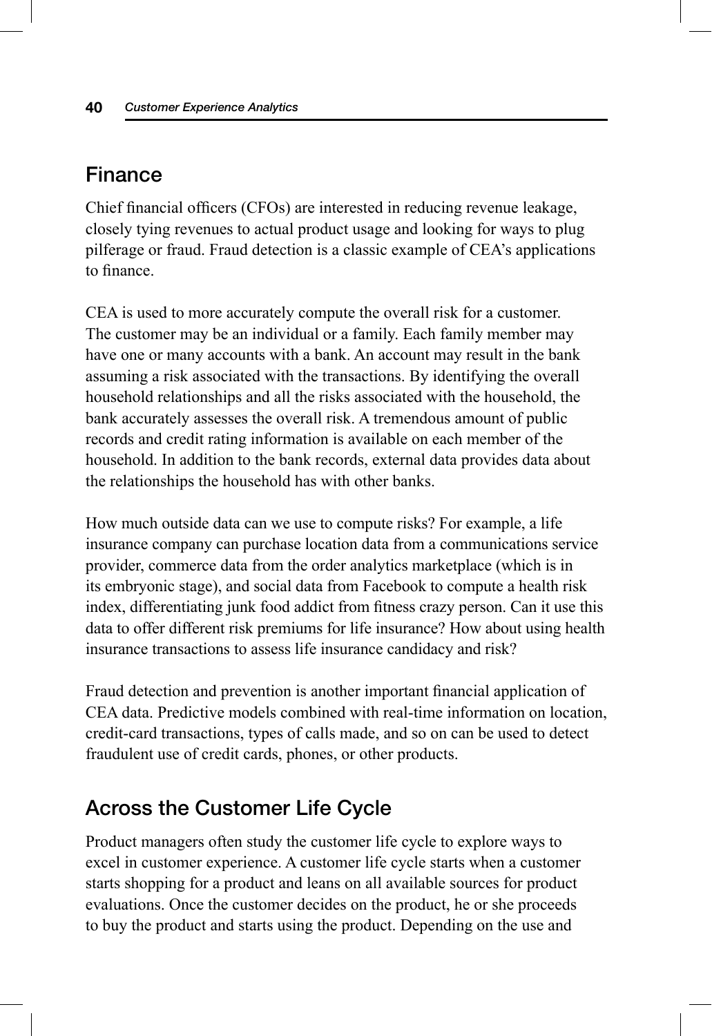## Finance

Chief financial officers (CFOs) are interested in reducing revenue leakage, closely tying revenues to actual product usage and looking for ways to plug pilferage or fraud. Fraud detection is a classic example of CEA's applications to finance.

CEA is used to more accurately compute the overall risk for a customer. The customer may be an individual or a family. Each family member may have one or many accounts with a bank. An account may result in the bank assuming a risk associated with the transactions. By identifying the overall household relationships and all the risks associated with the household, the bank accurately assesses the overall risk. A tremendous amount of public records and credit rating information is available on each member of the household. In addition to the bank records, external data provides data about the relationships the household has with other banks.

How much outside data can we use to compute risks? For example, a life insurance company can purchase location data from a communications service provider, commerce data from the order analytics marketplace (which is in its embryonic stage), and social data from Facebook to compute a health risk index, differentiating junk food addict from fitness crazy person. Can it use this data to offer different risk premiums for life insurance? How about using health insurance transactions to assess life insurance candidacy and risk?

Fraud detection and prevention is another important financial application of CEA data. Predictive models combined with real-time information on location, credit-card transactions, types of calls made, and so on can be used to detect fraudulent use of credit cards, phones, or other products.

## Across the Customer Life Cycle

Product managers often study the customer life cycle to explore ways to excel in customer experience. A customer life cycle starts when a customer starts shopping for a product and leans on all available sources for product evaluations. Once the customer decides on the product, he or she proceeds to buy the product and starts using the product. Depending on the use and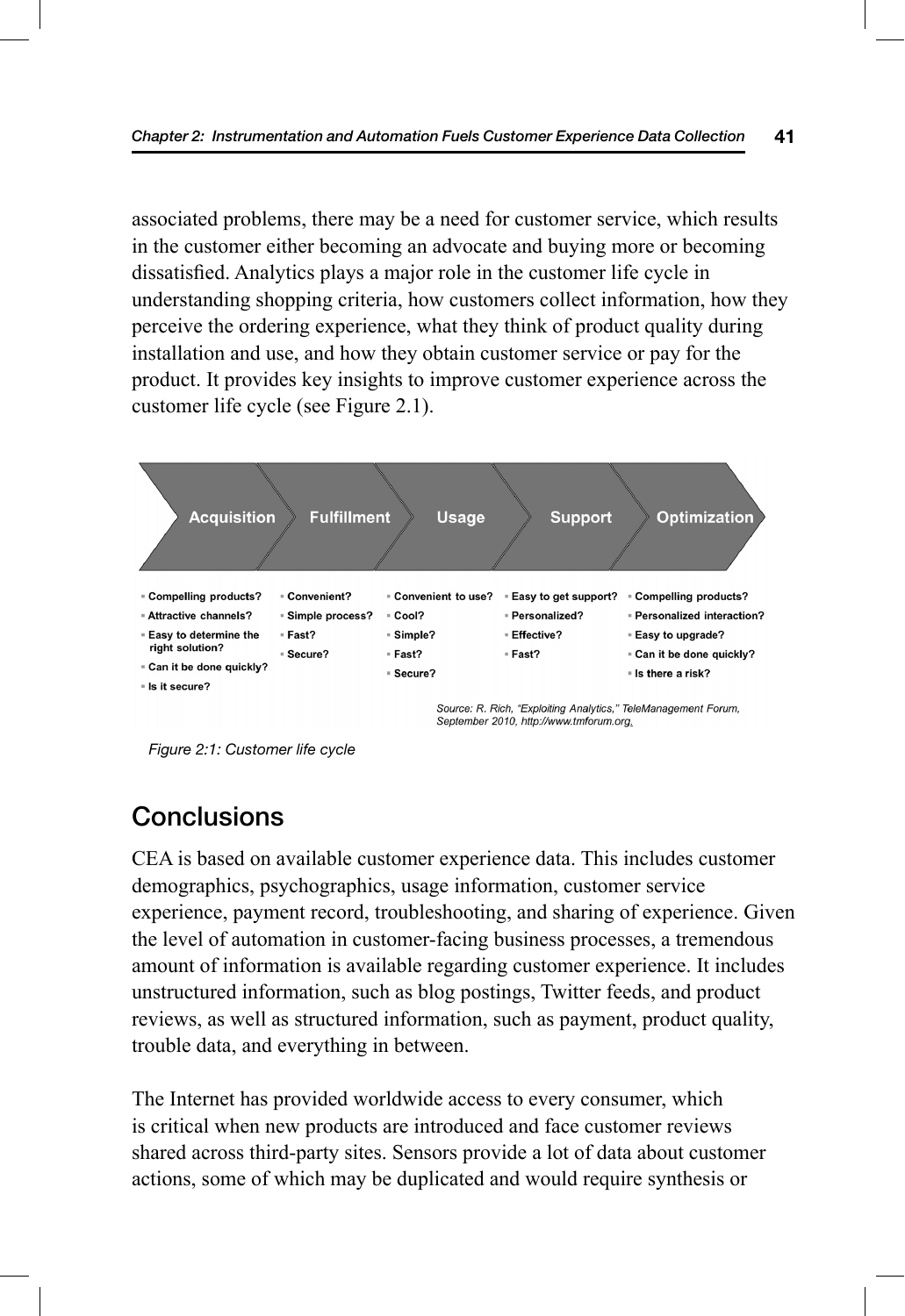associated problems, there may be a need for customer service, which results in the customer either becoming an advocate and buying more or becoming dissatisfied. Analytics plays a major role in the customer life cycle in understanding shopping criteria, how customers collect information, how they perceive the ordering experience, what they think of product quality during installation and use, and how they obtain customer service or pay for the product. It provides key insights to improve customer experience across the customer life cycle (see Figure 2.1).

| Acquisition | Fulfillment | Usage | Support | Optimization |
| --- | --- | --- | --- | --- |
| ▪ Compelling products?<br>▪ Attractive channels?<br>▪ Easy to determine the right solution?<br>▪ Can it be done quickly?<br>▪ Is it secure? | ▪ Convenient?<br>▪ Simple process?<br>▪ Fast?<br>▪ Secure? | ▪ Convenient to use?<br>▪ Cool?<br>▪ Simple?<br>▪ Fast?<br>▪ Secure? | ▪ Easy to get support?<br>▪ Personalized?<br>▪ Effective?<br>▪ Fast? | ▪ Compelling products?<br>▪ Personalized interaction?<br>▪ Easy to upgrade?<br>▪ Can it be done quickly?<br>▪ Is there a risk? |

*Source: R. Rich, "Exploiting Analytics," TeleManagement Forum, September 2010, http://www.tmforum.org.*

*Figure 2:1: Customer life cycle*

## Conclusions

CEA is based on available customer experience data. This includes customer demographics, psychographics, usage information, customer service experience, payment record, troubleshooting, and sharing of experience. Given the level of automation in customer-facing business processes, a tremendous amount of information is available regarding customer experience. It includes unstructured information, such as blog postings, Twitter feeds, and product reviews, as well as structured information, such as payment, product quality, trouble data, and everything in between.

The Internet has provided worldwide access to every consumer, which is critical when new products are introduced and face customer reviews shared across third-party sites. Sensors provide a lot of data about customer actions, some of which may be duplicated and would require synthesis or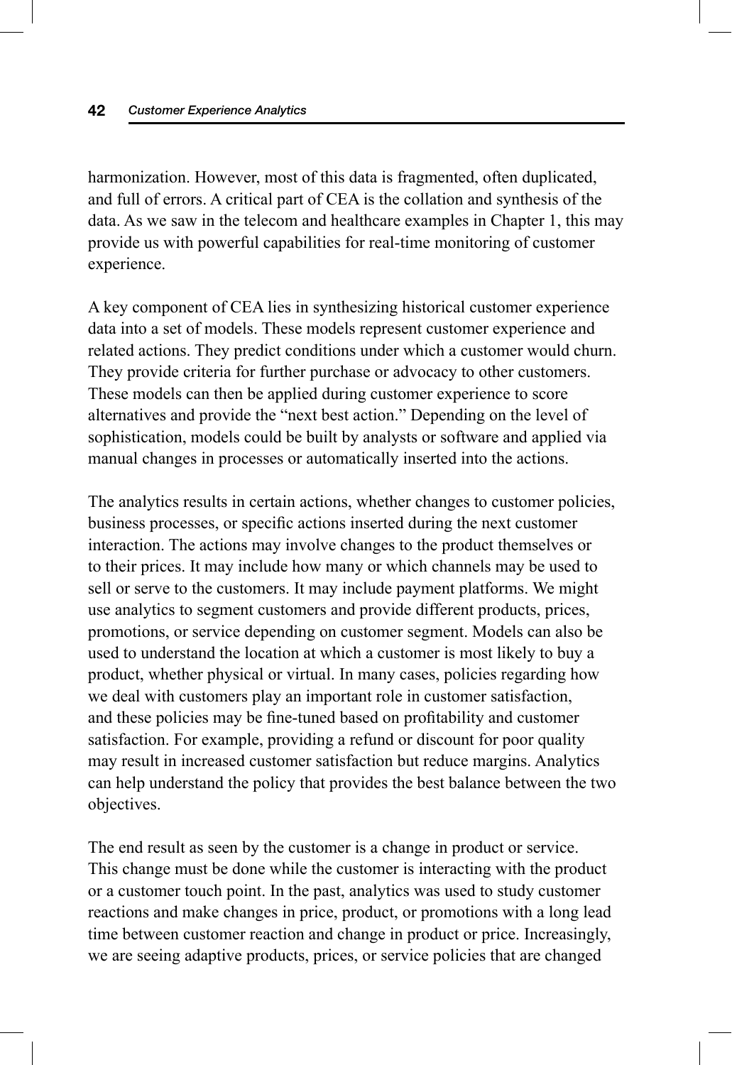harmonization. However, most of this data is fragmented, often duplicated, and full of errors. A critical part of CEA is the collation and synthesis of the data. As we saw in the telecom and healthcare examples in Chapter 1, this may provide us with powerful capabilities for real-time monitoring of customer experience.

A key component of CEA lies in synthesizing historical customer experience data into a set of models. These models represent customer experience and related actions. They predict conditions under which a customer would churn. They provide criteria for further purchase or advocacy to other customers. These models can then be applied during customer experience to score alternatives and provide the "next best action." Depending on the level of sophistication, models could be built by analysts or software and applied via manual changes in processes or automatically inserted into the actions.

The analytics results in certain actions, whether changes to customer policies, business processes, or specific actions inserted during the next customer interaction. The actions may involve changes to the product themselves or to their prices. It may include how many or which channels may be used to sell or serve to the customers. It may include payment platforms. We might use analytics to segment customers and provide different products, prices, promotions, or service depending on customer segment. Models can also be used to understand the location at which a customer is most likely to buy a product, whether physical or virtual. In many cases, policies regarding how we deal with customers play an important role in customer satisfaction, and these policies may be fine-tuned based on profitability and customer satisfaction. For example, providing a refund or discount for poor quality may result in increased customer satisfaction but reduce margins. Analytics can help understand the policy that provides the best balance between the two objectives.

The end result as seen by the customer is a change in product or service. This change must be done while the customer is interacting with the product or a customer touch point. In the past, analytics was used to study customer reactions and make changes in price, product, or promotions with a long lead time between customer reaction and change in product or price. Increasingly, we are seeing adaptive products, prices, or service policies that are changed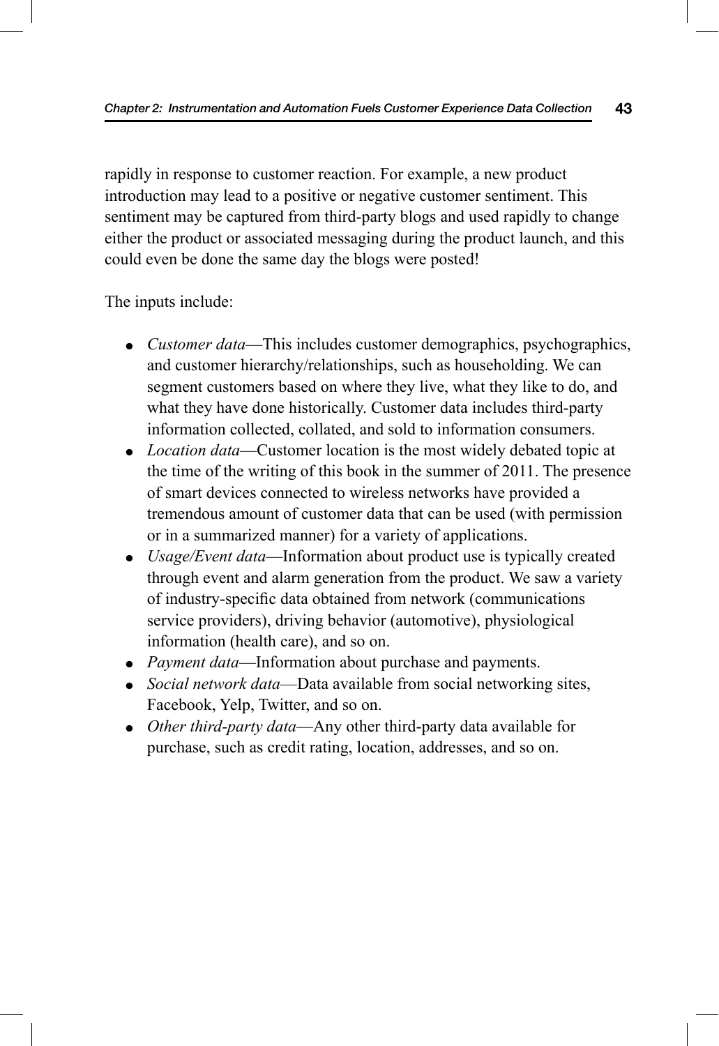rapidly in response to customer reaction. For example, a new product introduction may lead to a positive or negative customer sentiment. This sentiment may be captured from third-party blogs and used rapidly to change either the product or associated messaging during the product launch, and this could even be done the same day the blogs were posted!

The inputs include:

- *Customer data*—This includes customer demographics, psychographics, and customer hierarchy/relationships, such as householding. We can segment customers based on where they live, what they like to do, and what they have done historically. Customer data includes third-party information collected, collated, and sold to information consumers.
- *Location data*—Customer location is the most widely debated topic at the time of the writing of this book in the summer of 2011. The presence of smart devices connected to wireless networks have provided a tremendous amount of customer data that can be used (with permission or in a summarized manner) for a variety of applications.
- *Usage/Event data*—Information about product use is typically created through event and alarm generation from the product. We saw a variety of industry-specific data obtained from network (communications service providers), driving behavior (automotive), physiological information (health care), and so on.
- *Payment data*—Information about purchase and payments.
- *Social network data*—Data available from social networking sites, Facebook, Yelp, Twitter, and so on.
- *Other third-party data*—Any other third-party data available for purchase, such as credit rating, location, addresses, and so on.